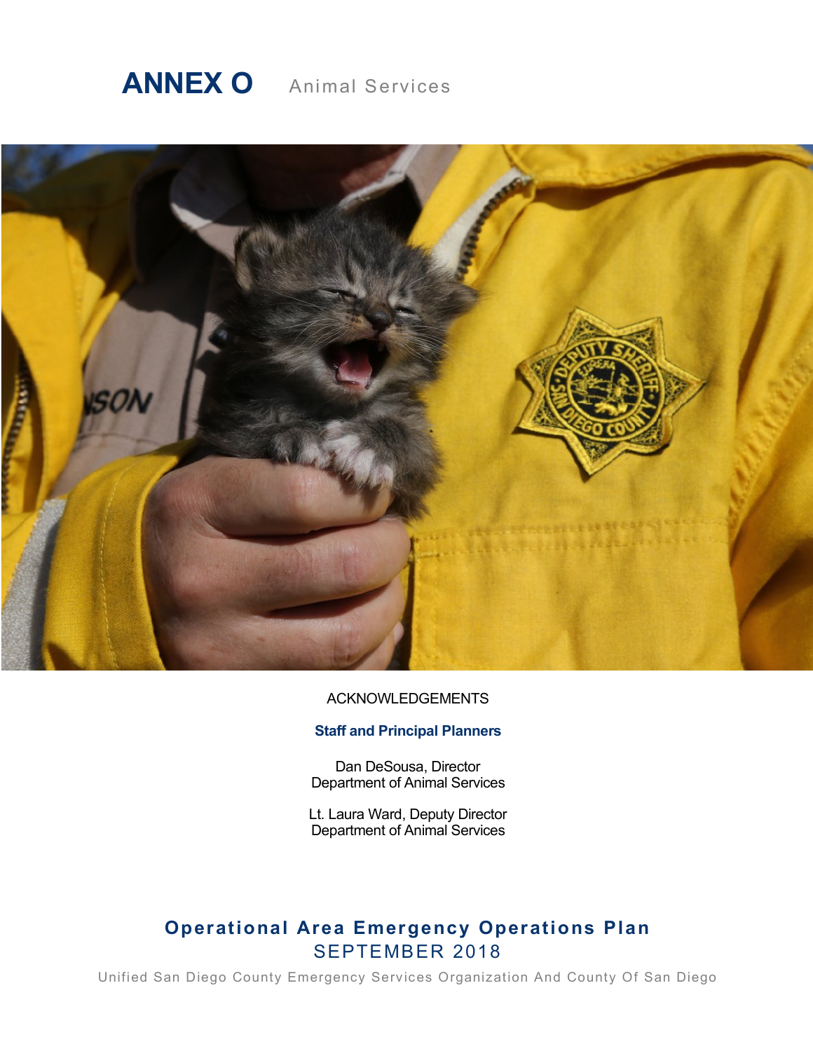# ANNEX O Animal Services

ACKNOWLEDGEMENTS

**Staff and Principal Planners**

Dan DeSousa, Director
Department of Animal Services

Lt. Laura Ward, Deputy Director
Department of Animal Services

## Operational Area Emergency Operations Plan

SEPTEMBER 2018

Unified San Diego County Emergency Services Organization And County Of San Diego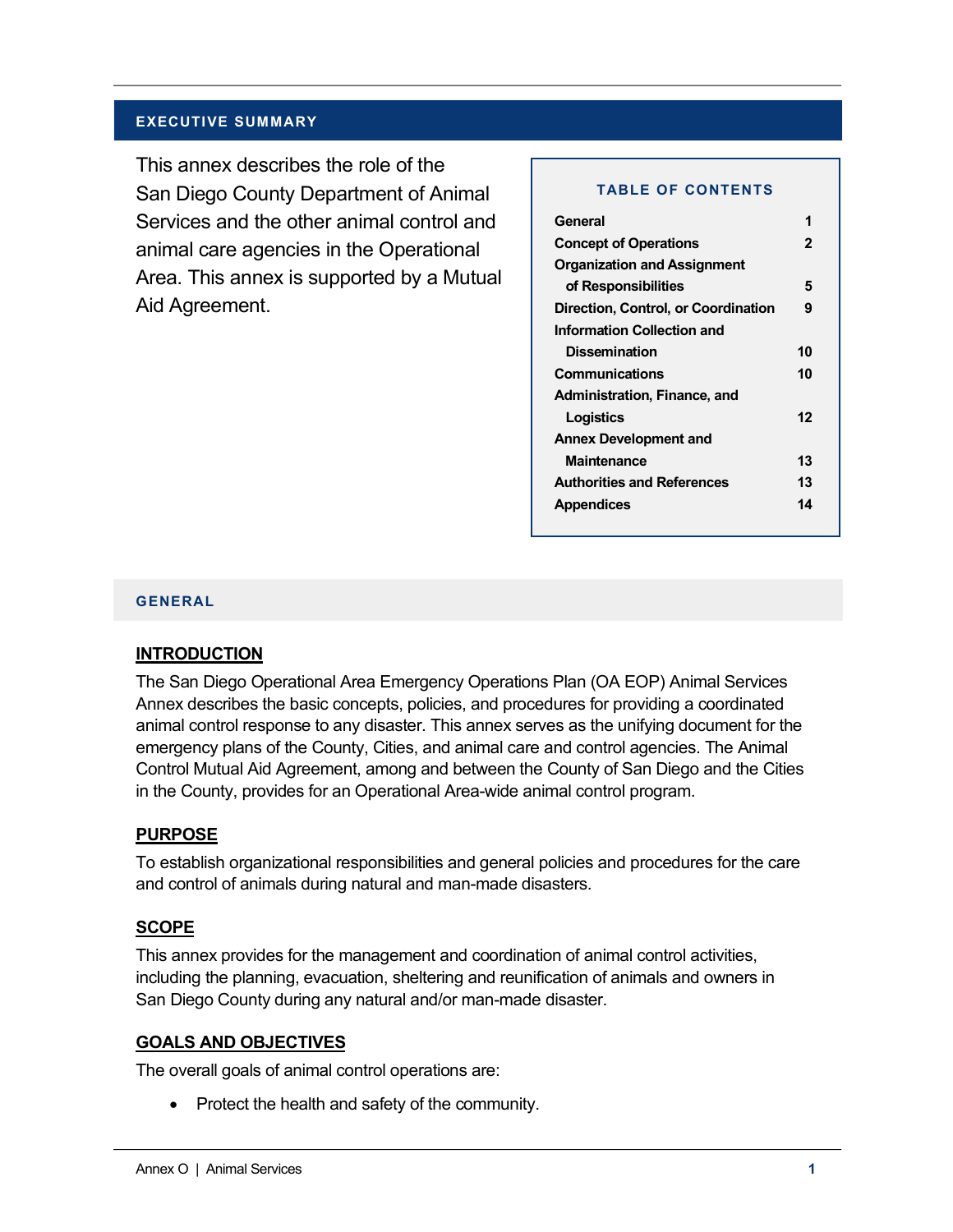## EXECUTIVE SUMMARY

This annex describes the role of the San Diego County Department of Animal Services and the other animal control and animal care agencies in the Operational Area. This annex is supported by a Mutual Aid Agreement.

**TABLE OF CONTENTS**

| | |
|---|---|
| General | 1 |
| Concept of Operations | 2 |
| Organization and Assignment of Responsibilities | 5 |
| Direction, Control, or Coordination | 9 |
| Information Collection and Dissemination | 10 |
| Communications | 10 |
| Administration, Finance, and Logistics | 12 |
| Annex Development and Maintenance | 13 |
| Authorities and References | 13 |
| Appendices | 14 |

## GENERAL

### INTRODUCTION

The San Diego Operational Area Emergency Operations Plan (OA EOP) Animal Services Annex describes the basic concepts, policies, and procedures for providing a coordinated animal control response to any disaster. This annex serves as the unifying document for the emergency plans of the County, Cities, and animal care and control agencies. The Animal Control Mutual Aid Agreement, among and between the County of San Diego and the Cities in the County, provides for an Operational Area-wide animal control program.

### PURPOSE

To establish organizational responsibilities and general policies and procedures for the care and control of animals during natural and man-made disasters.

### SCOPE

This annex provides for the management and coordination of animal control activities, including the planning, evacuation, sheltering and reunification of animals and owners in San Diego County during any natural and/or man-made disaster.

### GOALS AND OBJECTIVES

The overall goals of animal control operations are:

- Protect the health and safety of the community.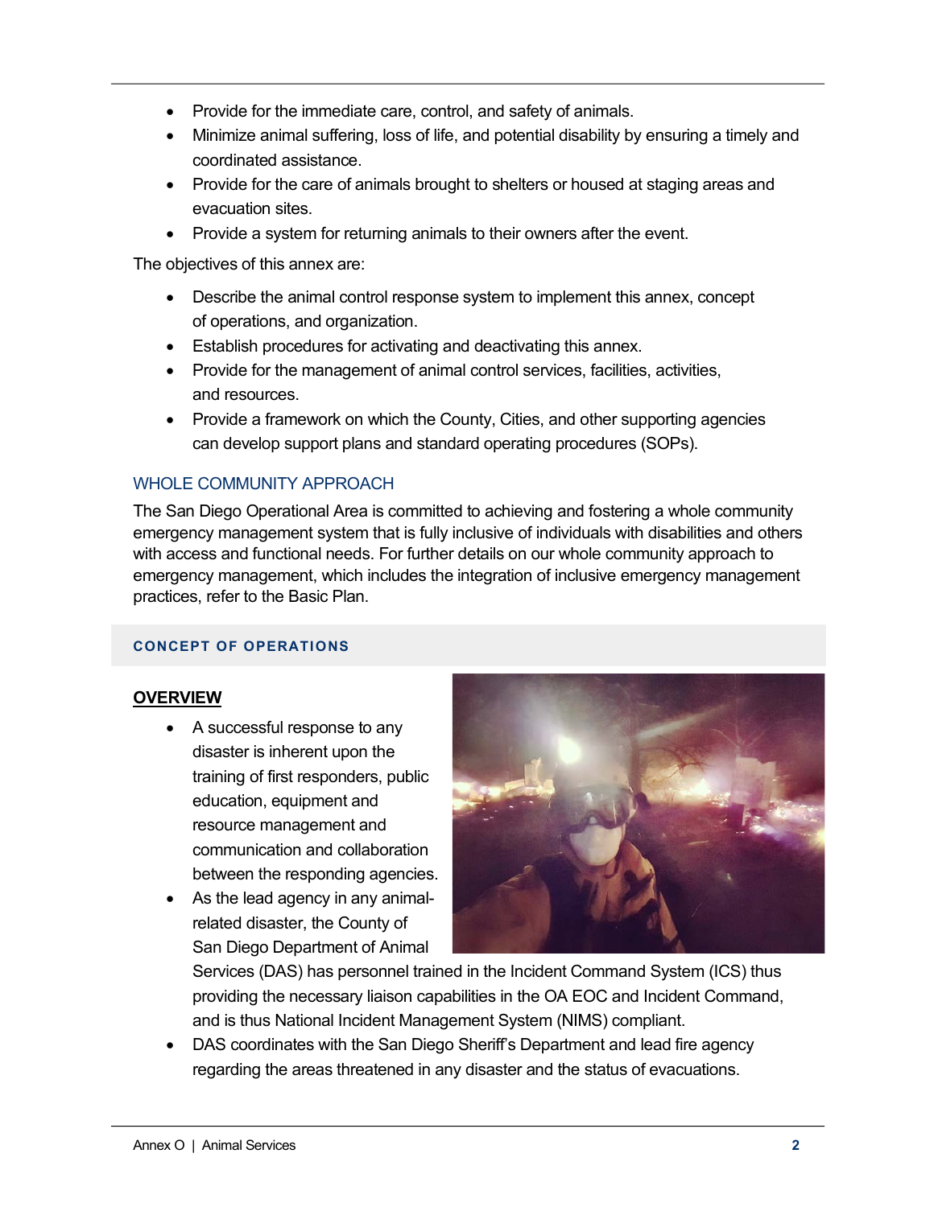- Provide for the immediate care, control, and safety of animals.
- Minimize animal suffering, loss of life, and potential disability by ensuring a timely and coordinated assistance.
- Provide for the care of animals brought to shelters or housed at staging areas and evacuation sites.
- Provide a system for returning animals to their owners after the event.

The objectives of this annex are:

- Describe the animal control response system to implement this annex, concept of operations, and organization.
- Establish procedures for activating and deactivating this annex.
- Provide for the management of animal control services, facilities, activities, and resources.
- Provide a framework on which the County, Cities, and other supporting agencies can develop support plans and standard operating procedures (SOPs).

### WHOLE COMMUNITY APPROACH

The San Diego Operational Area is committed to achieving and fostering a whole community emergency management system that is fully inclusive of individuals with disabilities and others with access and functional needs. For further details on our whole community approach to emergency management, which includes the integration of inclusive emergency management practices, refer to the Basic Plan.

## CONCEPT OF OPERATIONS

### OVERVIEW

- A successful response to any disaster is inherent upon the training of first responders, public education, equipment and resource management and communication and collaboration between the responding agencies.
- As the lead agency in any animal-related disaster, the County of San Diego Department of Animal Services (DAS) has personnel trained in the Incident Command System (ICS) thus providing the necessary liaison capabilities in the OA EOC and Incident Command, and is thus National Incident Management System (NIMS) compliant.
- DAS coordinates with the San Diego Sheriff's Department and lead fire agency regarding the areas threatened in any disaster and the status of evacuations.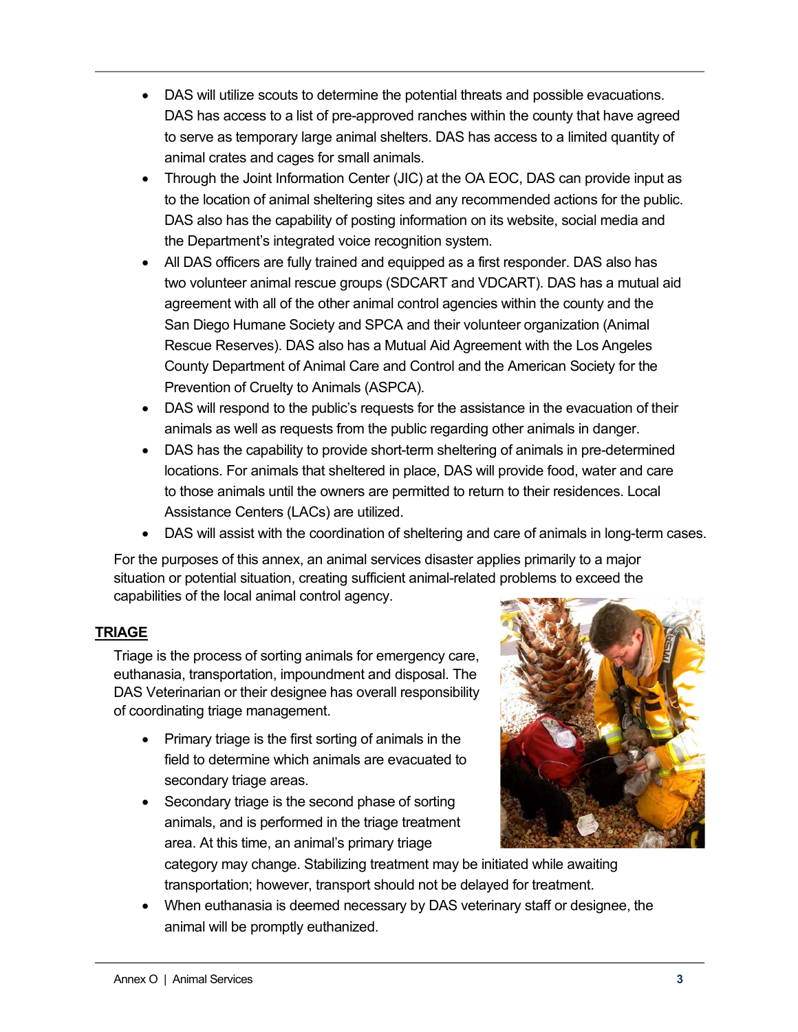- DAS will utilize scouts to determine the potential threats and possible evacuations. DAS has access to a list of pre-approved ranches within the county that have agreed to serve as temporary large animal shelters. DAS has access to a limited quantity of animal crates and cages for small animals.
- Through the Joint Information Center (JIC) at the OA EOC, DAS can provide input as to the location of animal sheltering sites and any recommended actions for the public. DAS also has the capability of posting information on its website, social media and the Department's integrated voice recognition system.
- All DAS officers are fully trained and equipped as a first responder. DAS also has two volunteer animal rescue groups (SDCART and VDCART). DAS has a mutual aid agreement with all of the other animal control agencies within the county and the San Diego Humane Society and SPCA and their volunteer organization (Animal Rescue Reserves). DAS also has a Mutual Aid Agreement with the Los Angeles County Department of Animal Care and Control and the American Society for the Prevention of Cruelty to Animals (ASPCA).
- DAS will respond to the public's requests for the assistance in the evacuation of their animals as well as requests from the public regarding other animals in danger.
- DAS has the capability to provide short-term sheltering of animals in pre-determined locations. For animals that sheltered in place, DAS will provide food, water and care to those animals until the owners are permitted to return to their residences. Local Assistance Centers (LACs) are utilized.
- DAS will assist with the coordination of sheltering and care of animals in long-term cases.

For the purposes of this annex, an animal services disaster applies primarily to a major situation or potential situation, creating sufficient animal-related problems to exceed the capabilities of the local animal control agency.

## TRIAGE

Triage is the process of sorting animals for emergency care, euthanasia, transportation, impoundment and disposal. The DAS Veterinarian or their designee has overall responsibility of coordinating triage management.

- Primary triage is the first sorting of animals in the field to determine which animals are evacuated to secondary triage areas.
- Secondary triage is the second phase of sorting animals, and is performed in the triage treatment area. At this time, an animal's primary triage category may change. Stabilizing treatment may be initiated while awaiting transportation; however, transport should not be delayed for treatment.
- When euthanasia is deemed necessary by DAS veterinary staff or designee, the animal will be promptly euthanized.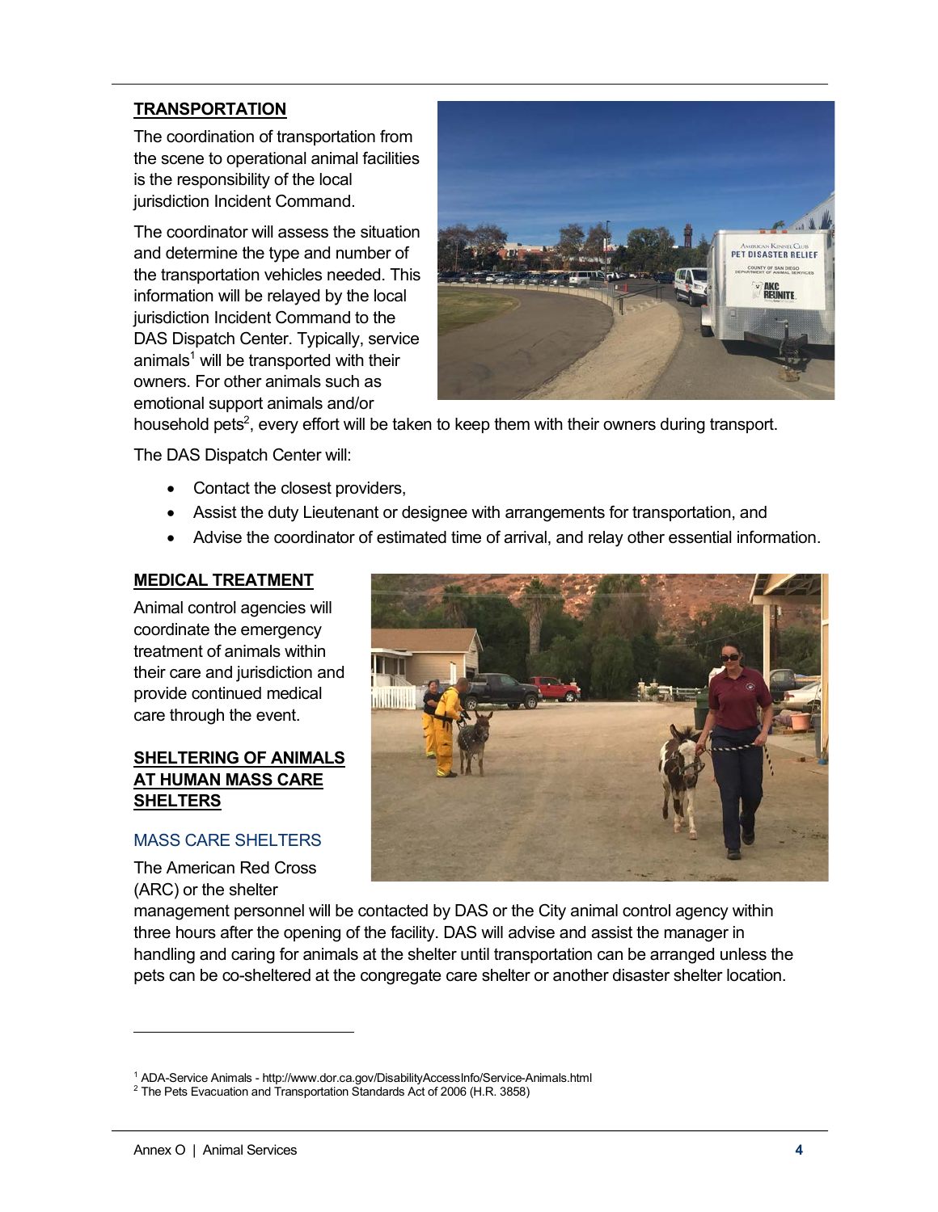## TRANSPORTATION

The coordination of transportation from the scene to operational animal facilities is the responsibility of the local jurisdiction Incident Command.

The coordinator will assess the situation and determine the type and number of the transportation vehicles needed. This information will be relayed by the local jurisdiction Incident Command to the DAS Dispatch Center. Typically, service animals[1] will be transported with their owners. For other animals such as emotional support animals and/or household pets[2], every effort will be taken to keep them with their owners during transport.

The DAS Dispatch Center will:

- Contact the closest providers,
- Assist the duty Lieutenant or designee with arrangements for transportation, and
- Advise the coordinator of estimated time of arrival, and relay other essential information.

## MEDICAL TREATMENT

Animal control agencies will coordinate the emergency treatment of animals within their care and jurisdiction and provide continued medical care through the event.

## SHELTERING OF ANIMALS AT HUMAN MASS CARE SHELTERS

### MASS CARE SHELTERS

The American Red Cross (ARC) or the shelter management personnel will be contacted by DAS or the City animal control agency within three hours after the opening of the facility. DAS will advise and assist the manager in handling and caring for animals at the shelter until transportation can be arranged unless the pets can be co-sheltered at the congregate care shelter or another disaster shelter location.

---

[1] ADA-Service Animals - http://www.dor.ca.gov/DisabilityAccessInfo/Service-Animals.html

[2] The Pets Evacuation and Transportation Standards Act of 2006 (H.R. 3858)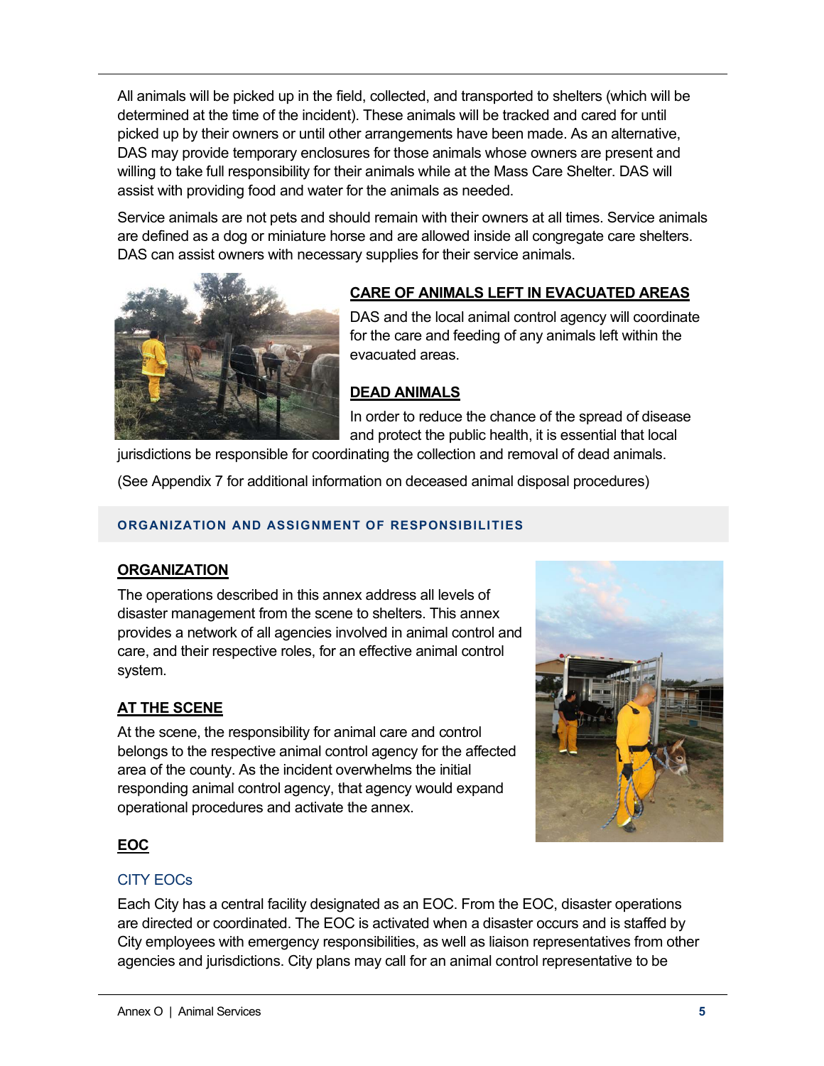All animals will be picked up in the field, collected, and transported to shelters (which will be determined at the time of the incident). These animals will be tracked and cared for until picked up by their owners or until other arrangements have been made. As an alternative, DAS may provide temporary enclosures for those animals whose owners are present and willing to take full responsibility for their animals while at the Mass Care Shelter. DAS will assist with providing food and water for the animals as needed.

Service animals are not pets and should remain with their owners at all times. Service animals are defined as a dog or miniature horse and are allowed inside all congregate care shelters. DAS can assist owners with necessary supplies for their service animals.

### CARE OF ANIMALS LEFT IN EVACUATED AREAS

DAS and the local animal control agency will coordinate for the care and feeding of any animals left within the evacuated areas.

### DEAD ANIMALS

In order to reduce the chance of the spread of disease and protect the public health, it is essential that local jurisdictions be responsible for coordinating the collection and removal of dead animals.

(See Appendix 7 for additional information on deceased animal disposal procedures)

## ORGANIZATION AND ASSIGNMENT OF RESPONSIBILITIES

### ORGANIZATION

The operations described in this annex address all levels of disaster management from the scene to shelters. This annex provides a network of all agencies involved in animal control and care, and their respective roles, for an effective animal control system.

### AT THE SCENE

At the scene, the responsibility for animal care and control belongs to the respective animal control agency for the affected area of the county. As the incident overwhelms the initial responding animal control agency, that agency would expand operational procedures and activate the annex.

### EOC

#### CITY EOCs

Each City has a central facility designated as an EOC. From the EOC, disaster operations are directed or coordinated. The EOC is activated when a disaster occurs and is staffed by City employees with emergency responsibilities, as well as liaison representatives from other agencies and jurisdictions. City plans may call for an animal control representative to be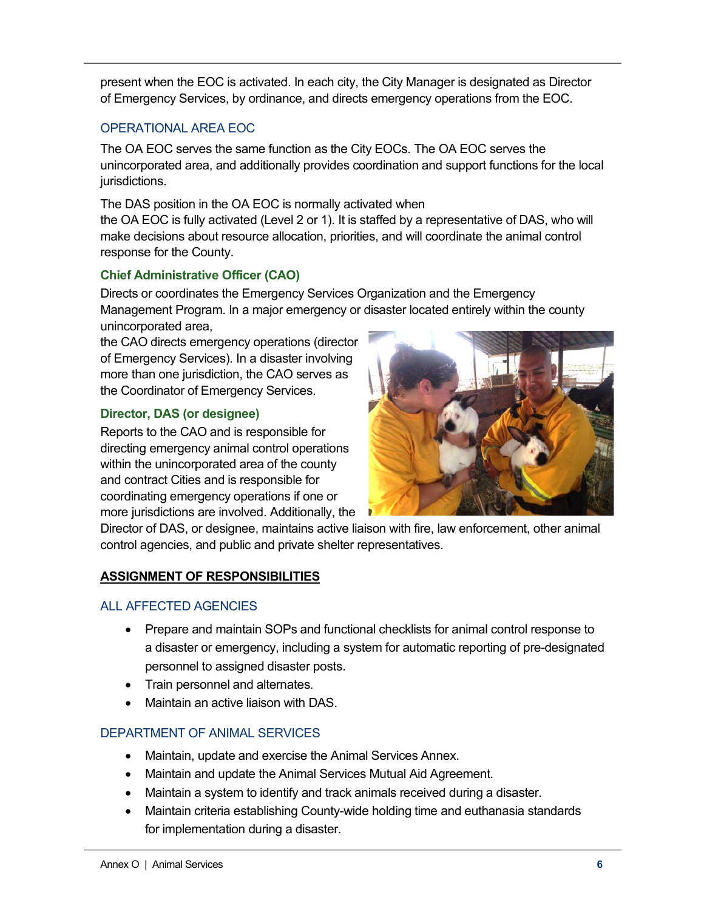present when the EOC is activated. In each city, the City Manager is designated as Director of Emergency Services, by ordinance, and directs emergency operations from the EOC.

### OPERATIONAL AREA EOC

The OA EOC serves the same function as the City EOCs. The OA EOC serves the unincorporated area, and additionally provides coordination and support functions for the local jurisdictions.

The DAS position in the OA EOC is normally activated when the OA EOC is fully activated (Level 2 or 1). It is staffed by a representative of DAS, who will make decisions about resource allocation, priorities, and will coordinate the animal control response for the County.

#### Chief Administrative Officer (CAO)

Directs or coordinates the Emergency Services Organization and the Emergency Management Program. In a major emergency or disaster located entirely within the county unincorporated area, the CAO directs emergency operations (director of Emergency Services). In a disaster involving more than one jurisdiction, the CAO serves as the Coordinator of Emergency Services.

#### Director, DAS (or designee)

Reports to the CAO and is responsible for directing emergency animal control operations within the unincorporated area of the county and contract Cities and is responsible for coordinating emergency operations if one or more jurisdictions are involved. Additionally, the Director of DAS, or designee, maintains active liaison with fire, law enforcement, other animal control agencies, and public and private shelter representatives.

## ASSIGNMENT OF RESPONSIBILITIES

### ALL AFFECTED AGENCIES

- Prepare and maintain SOPs and functional checklists for animal control response to a disaster or emergency, including a system for automatic reporting of pre-designated personnel to assigned disaster posts.
- Train personnel and alternates.
- Maintain an active liaison with DAS.

### DEPARTMENT OF ANIMAL SERVICES

- Maintain, update and exercise the Animal Services Annex.
- Maintain and update the Animal Services Mutual Aid Agreement.
- Maintain a system to identify and track animals received during a disaster.
- Maintain criteria establishing County-wide holding time and euthanasia standards for implementation during a disaster.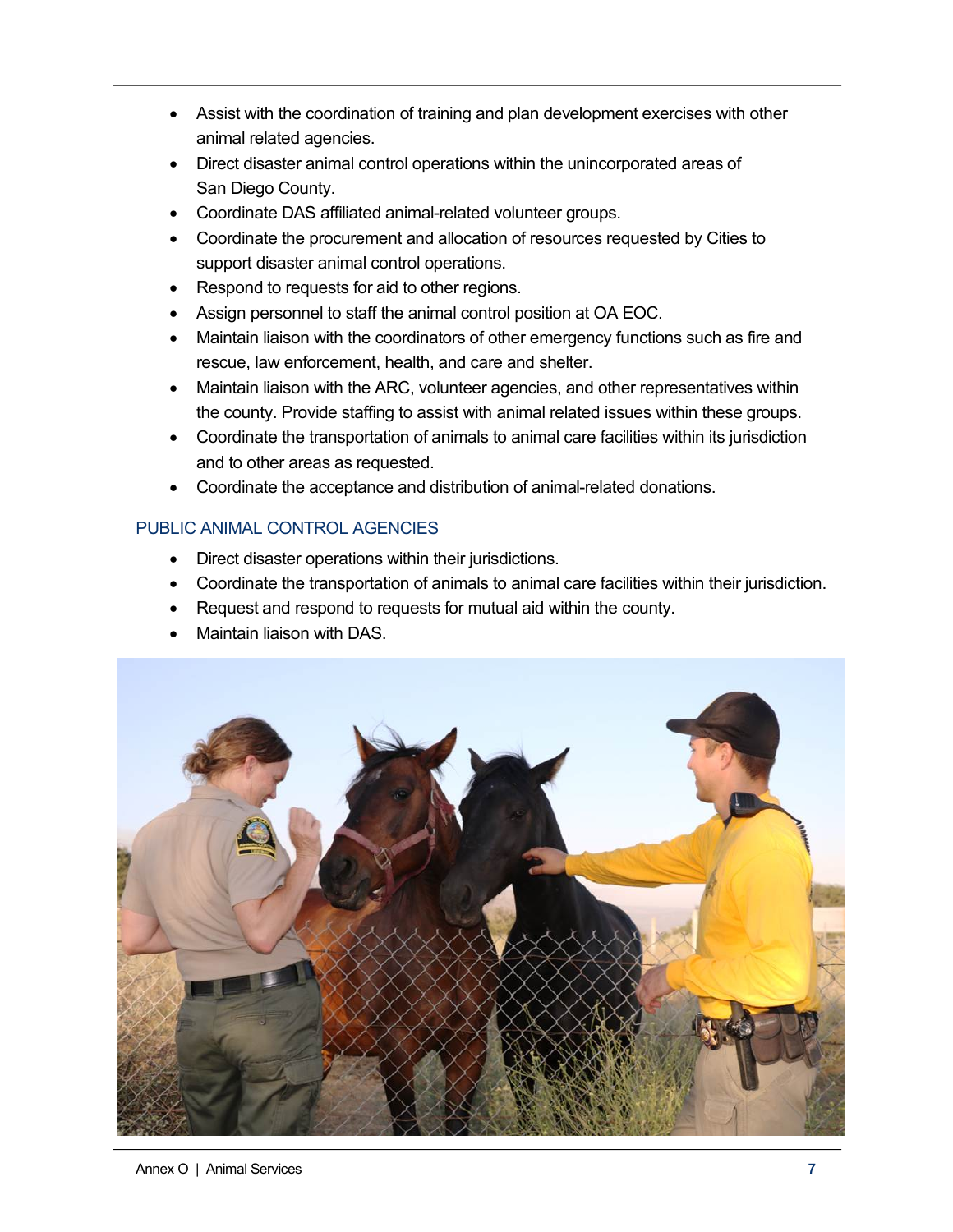- Assist with the coordination of training and plan development exercises with other animal related agencies.
- Direct disaster animal control operations within the unincorporated areas of San Diego County.
- Coordinate DAS affiliated animal-related volunteer groups.
- Coordinate the procurement and allocation of resources requested by Cities to support disaster animal control operations.
- Respond to requests for aid to other regions.
- Assign personnel to staff the animal control position at OA EOC.
- Maintain liaison with the coordinators of other emergency functions such as fire and rescue, law enforcement, health, and care and shelter.
- Maintain liaison with the ARC, volunteer agencies, and other representatives within the county. Provide staffing to assist with animal related issues within these groups.
- Coordinate the transportation of animals to animal care facilities within its jurisdiction and to other areas as requested.
- Coordinate the acceptance and distribution of animal-related donations.

### PUBLIC ANIMAL CONTROL AGENCIES

- Direct disaster operations within their jurisdictions.
- Coordinate the transportation of animals to animal care facilities within their jurisdiction.
- Request and respond to requests for mutual aid within the county.
- Maintain liaison with DAS.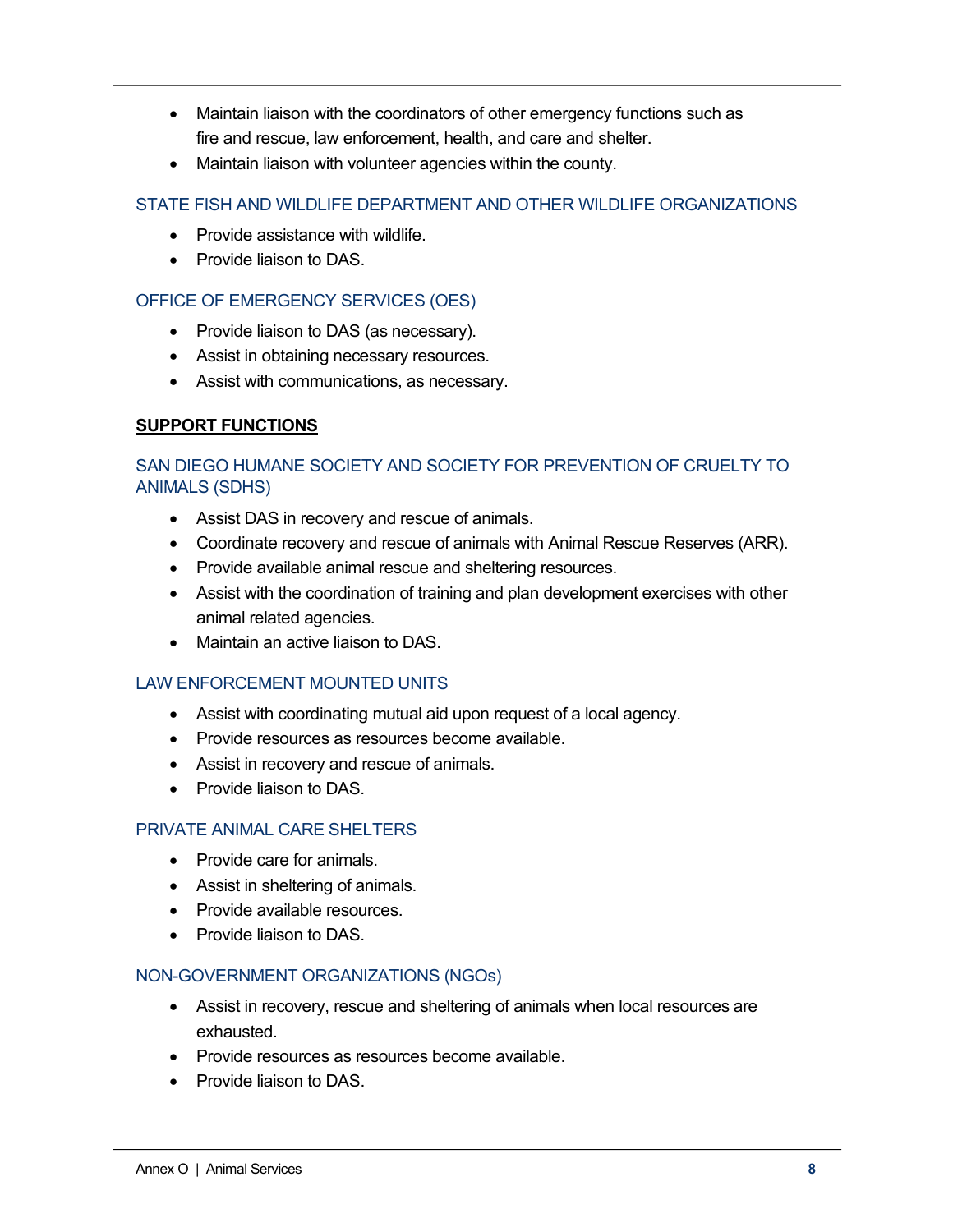- Maintain liaison with the coordinators of other emergency functions such as fire and rescue, law enforcement, health, and care and shelter.
- Maintain liaison with volunteer agencies within the county.

### STATE FISH AND WILDLIFE DEPARTMENT AND OTHER WILDLIFE ORGANIZATIONS

- Provide assistance with wildlife.
- Provide liaison to DAS.

### OFFICE OF EMERGENCY SERVICES (OES)

- Provide liaison to DAS (as necessary).
- Assist in obtaining necessary resources.
- Assist with communications, as necessary.

## SUPPORT FUNCTIONS

### SAN DIEGO HUMANE SOCIETY AND SOCIETY FOR PREVENTION OF CRUELTY TO ANIMALS (SDHS)

- Assist DAS in recovery and rescue of animals.
- Coordinate recovery and rescue of animals with Animal Rescue Reserves (ARR).
- Provide available animal rescue and sheltering resources.
- Assist with the coordination of training and plan development exercises with other animal related agencies.
- Maintain an active liaison to DAS.

### LAW ENFORCEMENT MOUNTED UNITS

- Assist with coordinating mutual aid upon request of a local agency.
- Provide resources as resources become available.
- Assist in recovery and rescue of animals.
- Provide liaison to DAS.

### PRIVATE ANIMAL CARE SHELTERS

- Provide care for animals.
- Assist in sheltering of animals.
- Provide available resources.
- Provide liaison to DAS.

### NON-GOVERNMENT ORGANIZATIONS (NGOs)

- Assist in recovery, rescue and sheltering of animals when local resources are exhausted.
- Provide resources as resources become available.
- Provide liaison to DAS.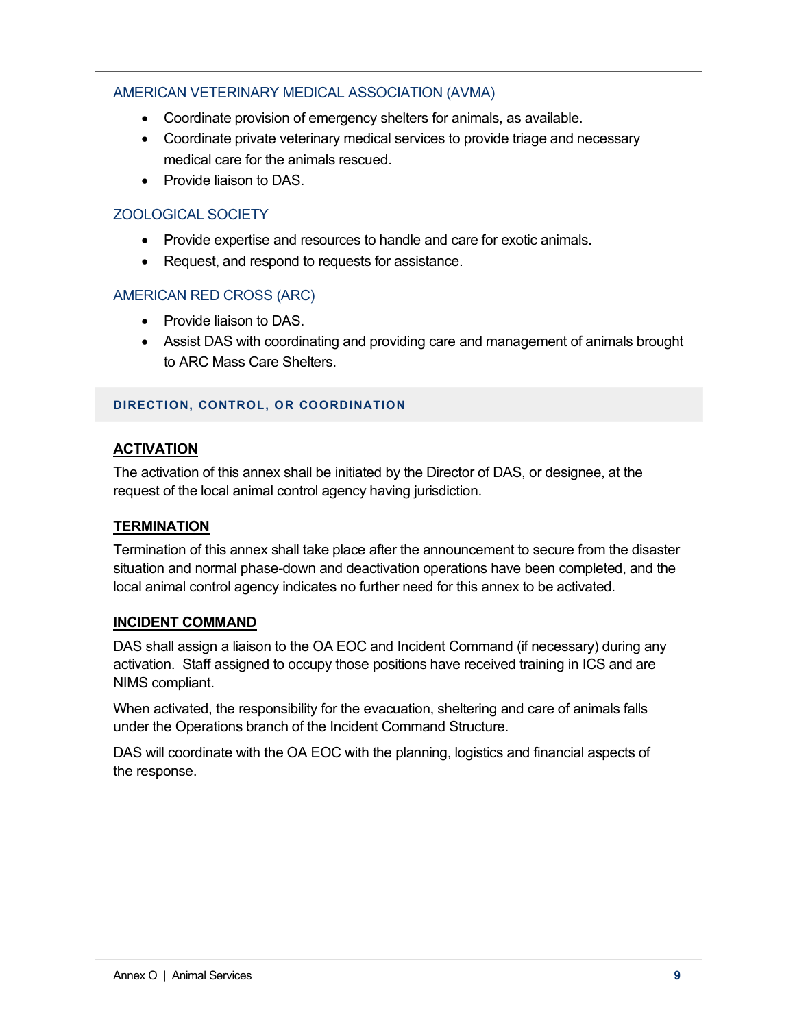### AMERICAN VETERINARY MEDICAL ASSOCIATION (AVMA)

- Coordinate provision of emergency shelters for animals, as available.
- Coordinate private veterinary medical services to provide triage and necessary medical care for the animals rescued.
- Provide liaison to DAS.

### ZOOLOGICAL SOCIETY

- Provide expertise and resources to handle and care for exotic animals.
- Request, and respond to requests for assistance.

### AMERICAN RED CROSS (ARC)

- Provide liaison to DAS.
- Assist DAS with coordinating and providing care and management of animals brought to ARC Mass Care Shelters.

## DIRECTION, CONTROL, OR COORDINATION

### ACTIVATION

The activation of this annex shall be initiated by the Director of DAS, or designee, at the request of the local animal control agency having jurisdiction.

### TERMINATION

Termination of this annex shall take place after the announcement to secure from the disaster situation and normal phase-down and deactivation operations have been completed, and the local animal control agency indicates no further need for this annex to be activated.

### INCIDENT COMMAND

DAS shall assign a liaison to the OA EOC and Incident Command (if necessary) during any activation. Staff assigned to occupy those positions have received training in ICS and are NIMS compliant.

When activated, the responsibility for the evacuation, sheltering and care of animals falls under the Operations branch of the Incident Command Structure.

DAS will coordinate with the OA EOC with the planning, logistics and financial aspects of the response.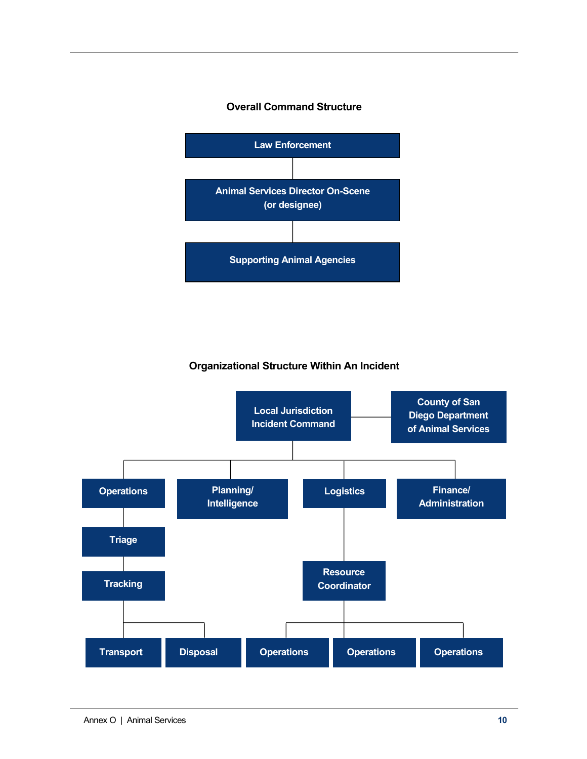**Overall Command Structure**

- Law Enforcement
  - Animal Services Director On-Scene (or designee)
    - Supporting Animal Agencies

**Organizational Structure Within An Incident**

- Local Jurisdiction Incident Command — County of San Diego Department of Animal Services
  - Operations
    - Triage
      - Tracking
        - Transport
        - Disposal
  - Planning/ Intelligence
  - Logistics
    - Resource Coordinator
      - Operations
      - Operations
      - Operations
  - Finance/ Administration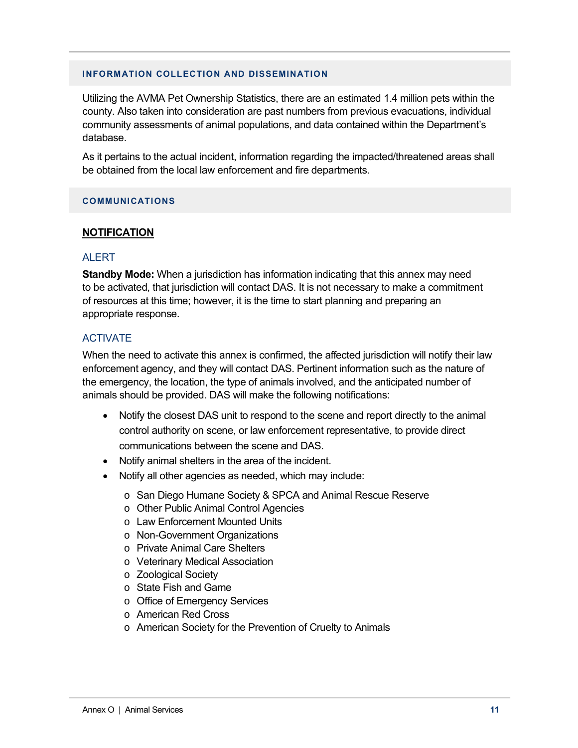## INFORMATION COLLECTION AND DISSEMINATION

Utilizing the AVMA Pet Ownership Statistics, there are an estimated 1.4 million pets within the county. Also taken into consideration are past numbers from previous evacuations, individual community assessments of animal populations, and data contained within the Department's database.

As it pertains to the actual incident, information regarding the impacted/threatened areas shall be obtained from the local law enforcement and fire departments.

## COMMUNICATIONS

### NOTIFICATION

#### ALERT

**Standby Mode:** When a jurisdiction has information indicating that this annex may need to be activated, that jurisdiction will contact DAS. It is not necessary to make a commitment of resources at this time; however, it is the time to start planning and preparing an appropriate response.

#### ACTIVATE

When the need to activate this annex is confirmed, the affected jurisdiction will notify their law enforcement agency, and they will contact DAS. Pertinent information such as the nature of the emergency, the location, the type of animals involved, and the anticipated number of animals should be provided. DAS will make the following notifications:

- Notify the closest DAS unit to respond to the scene and report directly to the animal control authority on scene, or law enforcement representative, to provide direct communications between the scene and DAS.
- Notify animal shelters in the area of the incident.
- Notify all other agencies as needed, which may include:
  - San Diego Humane Society & SPCA and Animal Rescue Reserve
  - Other Public Animal Control Agencies
  - Law Enforcement Mounted Units
  - Non-Government Organizations
  - Private Animal Care Shelters
  - Veterinary Medical Association
  - Zoological Society
  - State Fish and Game
  - Office of Emergency Services
  - American Red Cross
  - American Society for the Prevention of Cruelty to Animals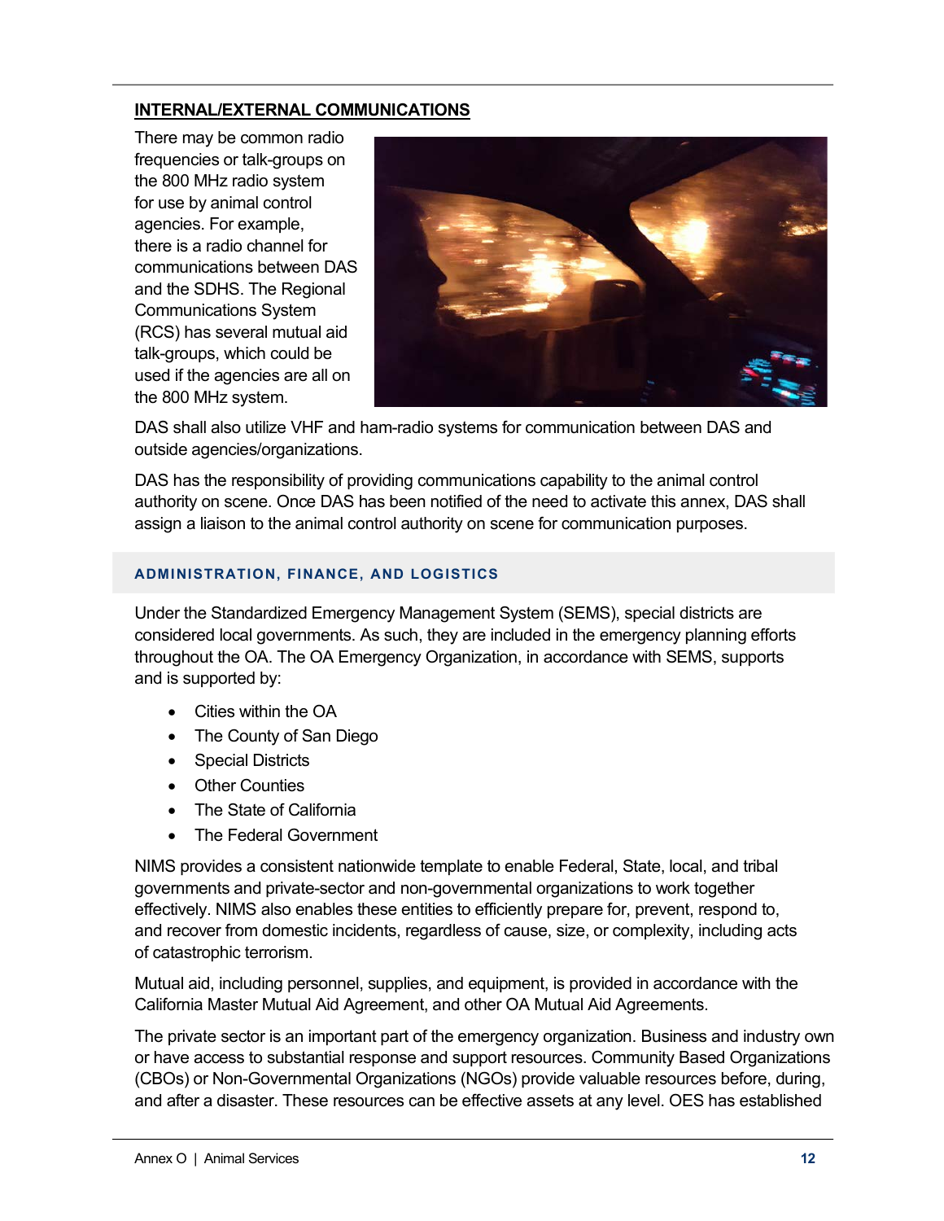## INTERNAL/EXTERNAL COMMUNICATIONS

There may be common radio frequencies or talk-groups on the 800 MHz radio system for use by animal control agencies. For example, there is a radio channel for communications between DAS and the SDHS. The Regional Communications System (RCS) has several mutual aid talk-groups, which could be used if the agencies are all on the 800 MHz system.

DAS shall also utilize VHF and ham-radio systems for communication between DAS and outside agencies/organizations.

DAS has the responsibility of providing communications capability to the animal control authority on scene. Once DAS has been notified of the need to activate this annex, DAS shall assign a liaison to the animal control authority on scene for communication purposes.

### ADMINISTRATION, FINANCE, AND LOGISTICS

Under the Standardized Emergency Management System (SEMS), special districts are considered local governments. As such, they are included in the emergency planning efforts throughout the OA. The OA Emergency Organization, in accordance with SEMS, supports and is supported by:

- Cities within the OA
- The County of San Diego
- Special Districts
- Other Counties
- The State of California
- The Federal Government

NIMS provides a consistent nationwide template to enable Federal, State, local, and tribal governments and private-sector and non-governmental organizations to work together effectively. NIMS also enables these entities to efficiently prepare for, prevent, respond to, and recover from domestic incidents, regardless of cause, size, or complexity, including acts of catastrophic terrorism.

Mutual aid, including personnel, supplies, and equipment, is provided in accordance with the California Master Mutual Aid Agreement, and other OA Mutual Aid Agreements.

The private sector is an important part of the emergency organization. Business and industry own or have access to substantial response and support resources. Community Based Organizations (CBOs) or Non-Governmental Organizations (NGOs) provide valuable resources before, during, and after a disaster. These resources can be effective assets at any level. OES has established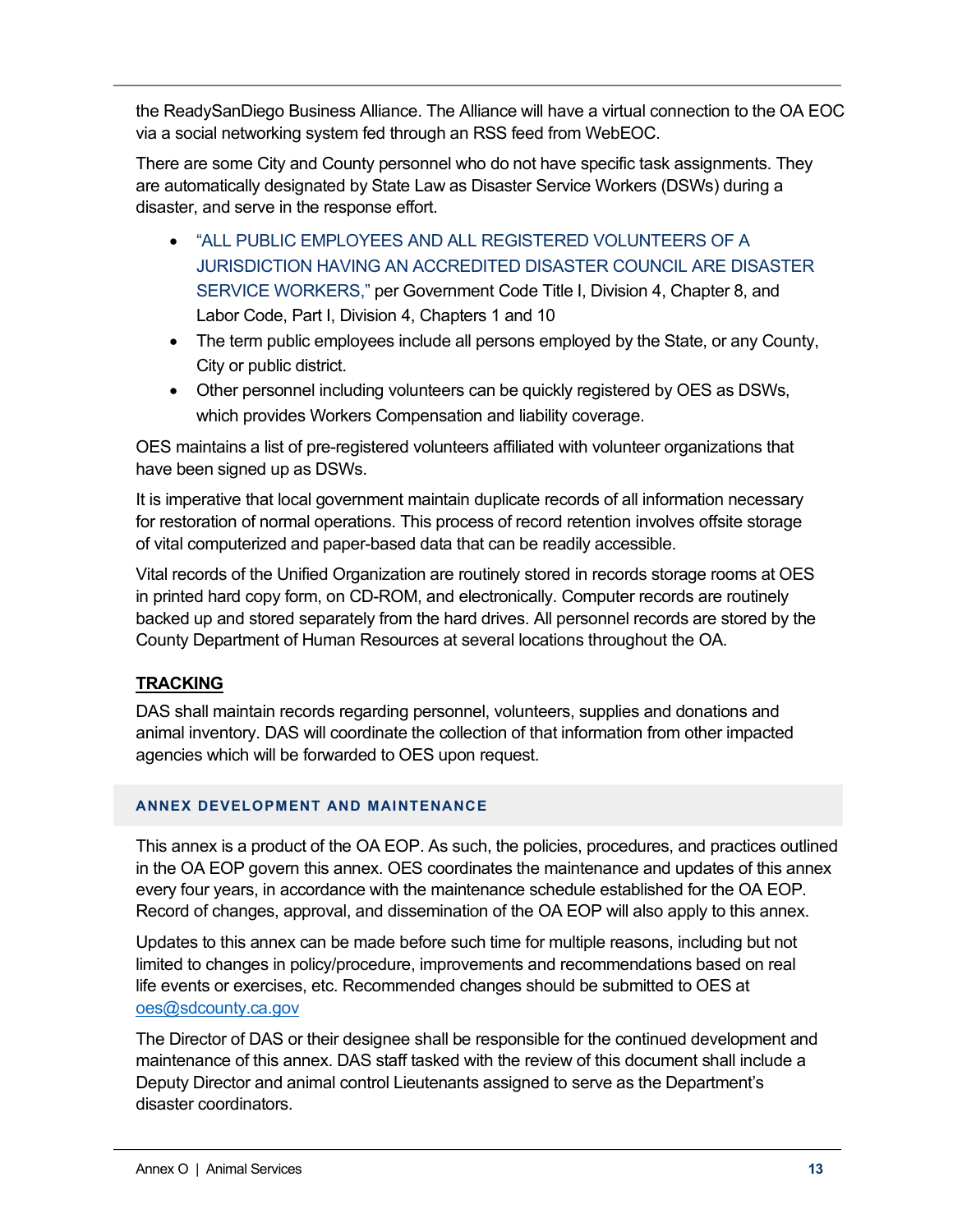the ReadySanDiego Business Alliance. The Alliance will have a virtual connection to the OA EOC via a social networking system fed through an RSS feed from WebEOC.

There are some City and County personnel who do not have specific task assignments. They are automatically designated by State Law as Disaster Service Workers (DSWs) during a disaster, and serve in the response effort.

- "ALL PUBLIC EMPLOYEES AND ALL REGISTERED VOLUNTEERS OF A JURISDICTION HAVING AN ACCREDITED DISASTER COUNCIL ARE DISASTER SERVICE WORKERS," per Government Code Title I, Division 4, Chapter 8, and Labor Code, Part I, Division 4, Chapters 1 and 10
- The term public employees include all persons employed by the State, or any County, City or public district.
- Other personnel including volunteers can be quickly registered by OES as DSWs, which provides Workers Compensation and liability coverage.

OES maintains a list of pre-registered volunteers affiliated with volunteer organizations that have been signed up as DSWs.

It is imperative that local government maintain duplicate records of all information necessary for restoration of normal operations. This process of record retention involves offsite storage of vital computerized and paper-based data that can be readily accessible.

Vital records of the Unified Organization are routinely stored in records storage rooms at OES in printed hard copy form, on CD-ROM, and electronically. Computer records are routinely backed up and stored separately from the hard drives. All personnel records are stored by the County Department of Human Resources at several locations throughout the OA.

**TRACKING**

DAS shall maintain records regarding personnel, volunteers, supplies and donations and animal inventory. DAS will coordinate the collection of that information from other impacted agencies which will be forwarded to OES upon request.

## ANNEX DEVELOPMENT AND MAINTENANCE

This annex is a product of the OA EOP. As such, the policies, procedures, and practices outlined in the OA EOP govern this annex. OES coordinates the maintenance and updates of this annex every four years, in accordance with the maintenance schedule established for the OA EOP. Record of changes, approval, and dissemination of the OA EOP will also apply to this annex.

Updates to this annex can be made before such time for multiple reasons, including but not limited to changes in policy/procedure, improvements and recommendations based on real life events or exercises, etc. Recommended changes should be submitted to OES at oes@sdcounty.ca.gov

The Director of DAS or their designee shall be responsible for the continued development and maintenance of this annex. DAS staff tasked with the review of this document shall include a Deputy Director and animal control Lieutenants assigned to serve as the Department's disaster coordinators.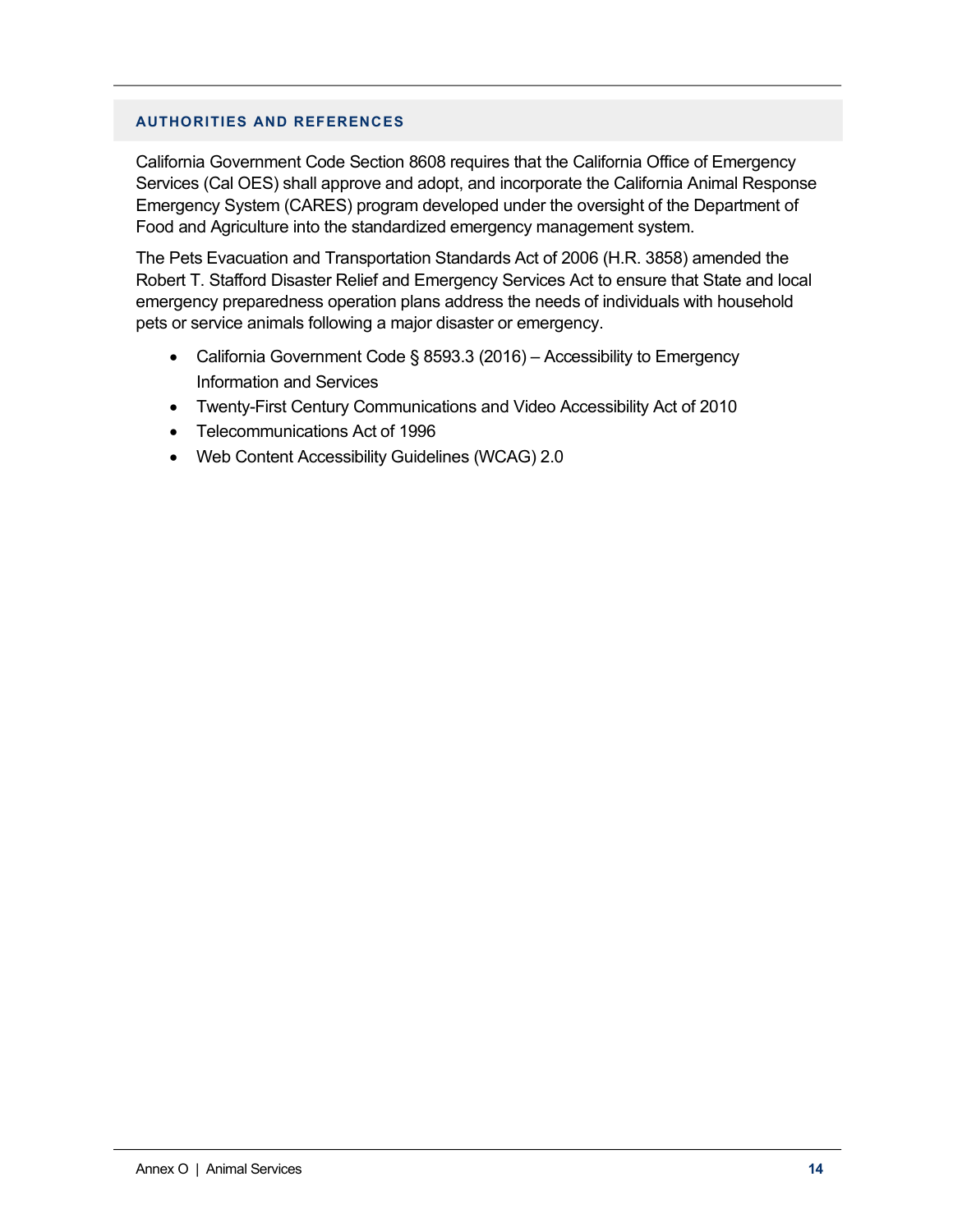## AUTHORITIES AND REFERENCES

California Government Code Section 8608 requires that the California Office of Emergency Services (Cal OES) shall approve and adopt, and incorporate the California Animal Response Emergency System (CARES) program developed under the oversight of the Department of Food and Agriculture into the standardized emergency management system.

The Pets Evacuation and Transportation Standards Act of 2006 (H.R. 3858) amended the Robert T. Stafford Disaster Relief and Emergency Services Act to ensure that State and local emergency preparedness operation plans address the needs of individuals with household pets or service animals following a major disaster or emergency.

- California Government Code § 8593.3 (2016) – Accessibility to Emergency Information and Services
- Twenty-First Century Communications and Video Accessibility Act of 2010
- Telecommunications Act of 1996
- Web Content Accessibility Guidelines (WCAG) 2.0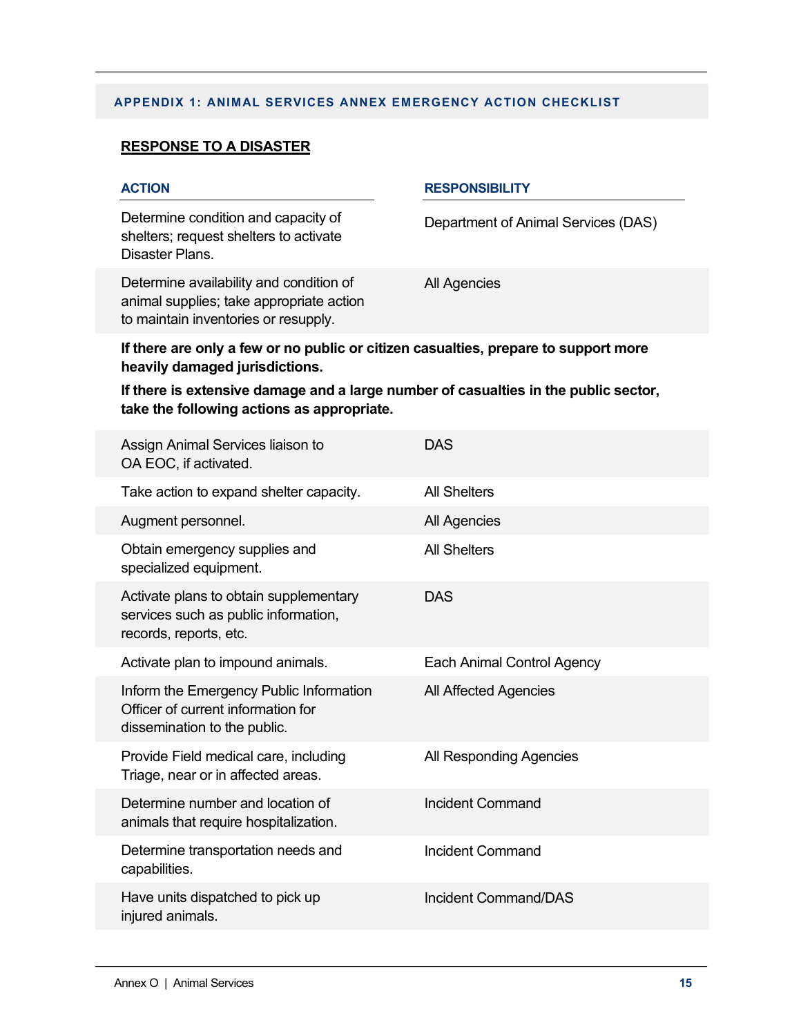## APPENDIX 1: ANIMAL SERVICES ANNEX EMERGENCY ACTION CHECKLIST

**RESPONSE TO A DISASTER**

| ACTION | RESPONSIBILITY |
|---|---|
| Determine condition and capacity of shelters; request shelters to activate Disaster Plans. | Department of Animal Services (DAS) |
| Determine availability and condition of animal supplies; take appropriate action to maintain inventories or resupply. | All Agencies |

**If there are only a few or no public or citizen casualties, prepare to support more heavily damaged jurisdictions.**

**If there is extensive damage and a large number of casualties in the public sector, take the following actions as appropriate.**

| ACTION | RESPONSIBILITY |
|---|---|
| Assign Animal Services liaison to OA EOC, if activated. | DAS |
| Take action to expand shelter capacity. | All Shelters |
| Augment personnel. | All Agencies |
| Obtain emergency supplies and specialized equipment. | All Shelters |
| Activate plans to obtain supplementary services such as public information, records, reports, etc. | DAS |
| Activate plan to impound animals. | Each Animal Control Agency |
| Inform the Emergency Public Information Officer of current information for dissemination to the public. | All Affected Agencies |
| Provide Field medical care, including Triage, near or in affected areas. | All Responding Agencies |
| Determine number and location of animals that require hospitalization. | Incident Command |
| Determine transportation needs and capabilities. | Incident Command |
| Have units dispatched to pick up injured animals. | Incident Command/DAS |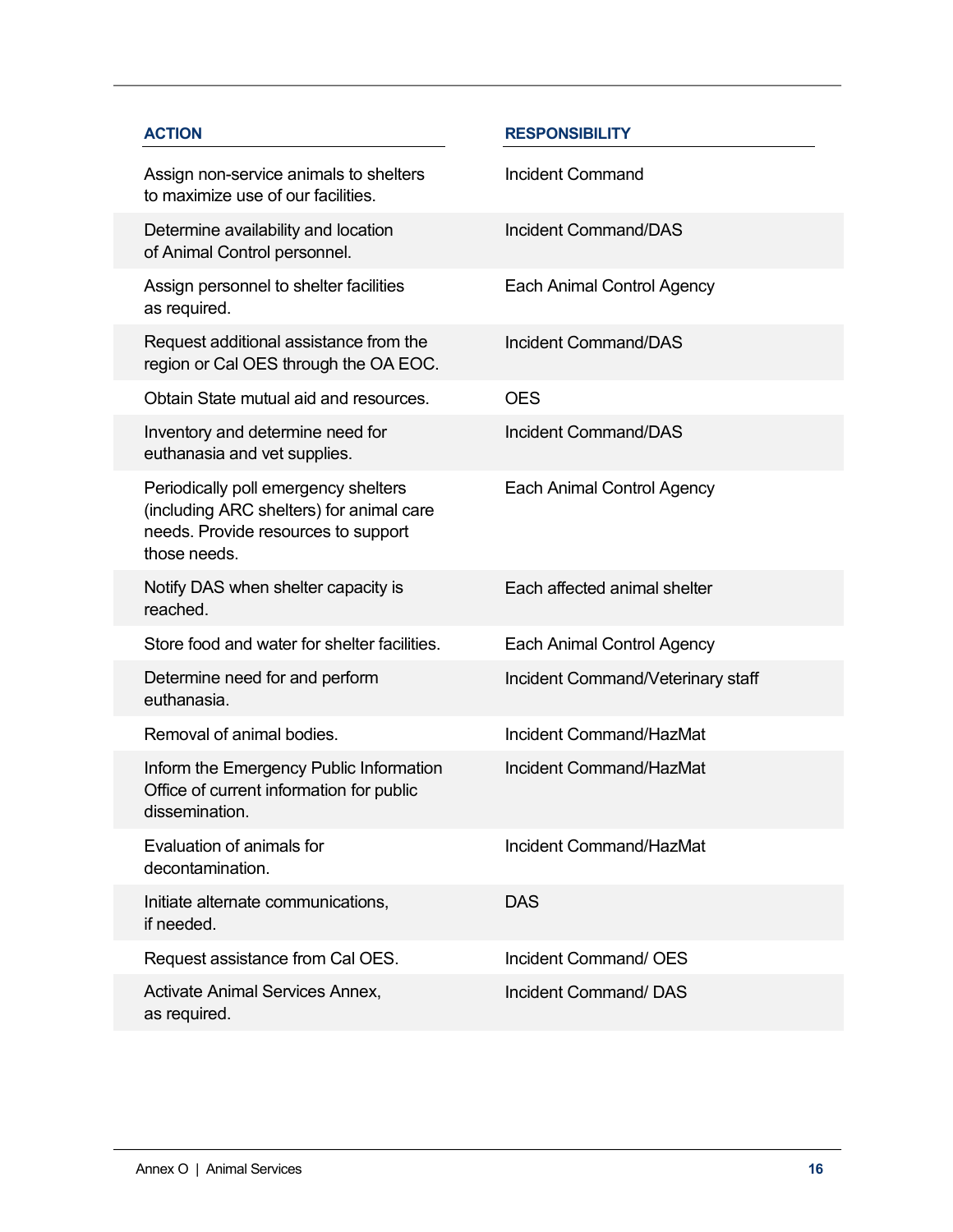| ACTION | RESPONSIBILITY |
| --- | --- |
| Assign non-service animals to shelters to maximize use of our facilities. | Incident Command |
| Determine availability and location of Animal Control personnel. | Incident Command/DAS |
| Assign personnel to shelter facilities as required. | Each Animal Control Agency |
| Request additional assistance from the region or Cal OES through the OA EOC. | Incident Command/DAS |
| Obtain State mutual aid and resources. | OES |
| Inventory and determine need for euthanasia and vet supplies. | Incident Command/DAS |
| Periodically poll emergency shelters (including ARC shelters) for animal care needs. Provide resources to support those needs. | Each Animal Control Agency |
| Notify DAS when shelter capacity is reached. | Each affected animal shelter |
| Store food and water for shelter facilities. | Each Animal Control Agency |
| Determine need for and perform euthanasia. | Incident Command/Veterinary staff |
| Removal of animal bodies. | Incident Command/HazMat |
| Inform the Emergency Public Information Office of current information for public dissemination. | Incident Command/HazMat |
| Evaluation of animals for decontamination. | Incident Command/HazMat |
| Initiate alternate communications, if needed. | DAS |
| Request assistance from Cal OES. | Incident Command/ OES |
| Activate Animal Services Annex, as required. | Incident Command/ DAS |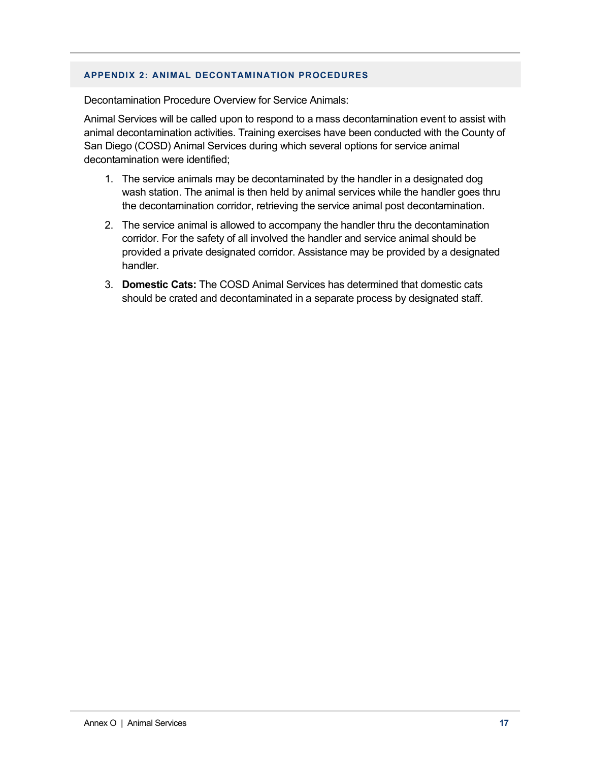## APPENDIX 2: ANIMAL DECONTAMINATION PROCEDURES

Decontamination Procedure Overview for Service Animals:

Animal Services will be called upon to respond to a mass decontamination event to assist with animal decontamination activities. Training exercises have been conducted with the County of San Diego (COSD) Animal Services during which several options for service animal decontamination were identified;

1. The service animals may be decontaminated by the handler in a designated dog wash station. The animal is then held by animal services while the handler goes thru the decontamination corridor, retrieving the service animal post decontamination.
2. The service animal is allowed to accompany the handler thru the decontamination corridor. For the safety of all involved the handler and service animal should be provided a private designated corridor. Assistance may be provided by a designated handler.
3. **Domestic Cats:** The COSD Animal Services has determined that domestic cats should be crated and decontaminated in a separate process by designated staff.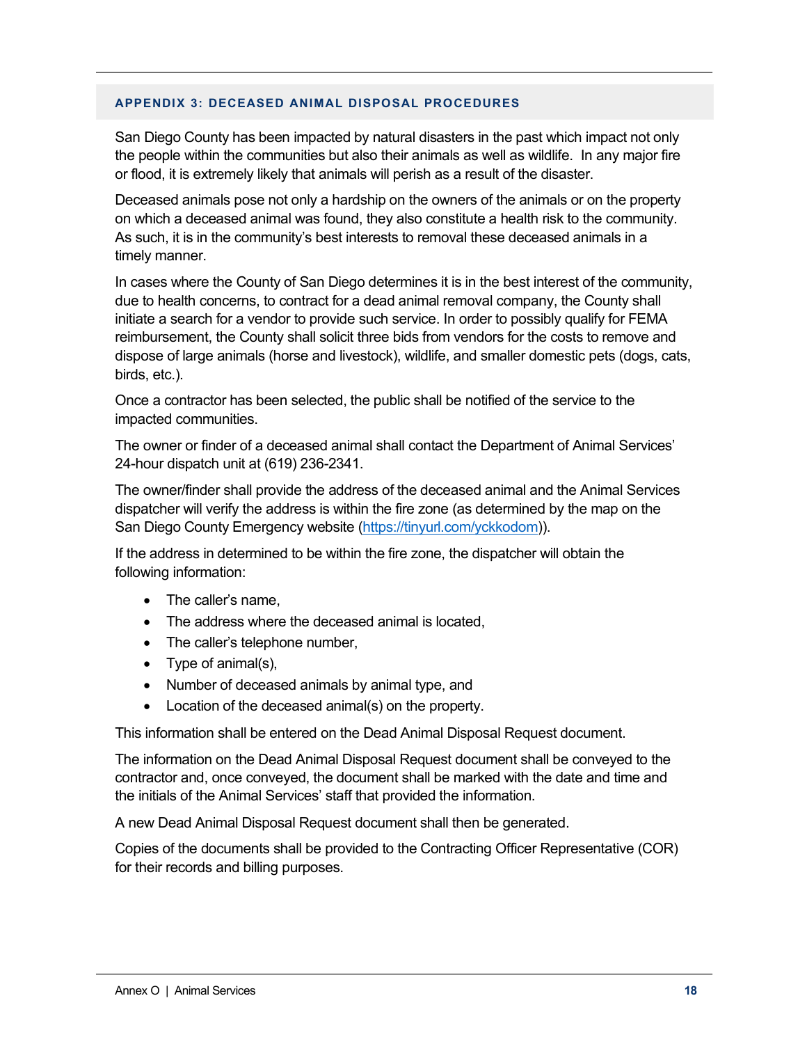## APPENDIX 3: DECEASED ANIMAL DISPOSAL PROCEDURES

San Diego County has been impacted by natural disasters in the past which impact not only the people within the communities but also their animals as well as wildlife. In any major fire or flood, it is extremely likely that animals will perish as a result of the disaster.

Deceased animals pose not only a hardship on the owners of the animals or on the property on which a deceased animal was found, they also constitute a health risk to the community. As such, it is in the community's best interests to removal these deceased animals in a timely manner.

In cases where the County of San Diego determines it is in the best interest of the community, due to health concerns, to contract for a dead animal removal company, the County shall initiate a search for a vendor to provide such service. In order to possibly qualify for FEMA reimbursement, the County shall solicit three bids from vendors for the costs to remove and dispose of large animals (horse and livestock), wildlife, and smaller domestic pets (dogs, cats, birds, etc.).

Once a contractor has been selected, the public shall be notified of the service to the impacted communities.

The owner or finder of a deceased animal shall contact the Department of Animal Services' 24-hour dispatch unit at (619) 236-2341.

The owner/finder shall provide the address of the deceased animal and the Animal Services dispatcher will verify the address is within the fire zone (as determined by the map on the San Diego County Emergency website (https://tinyurl.com/yckkodom)).

If the address in determined to be within the fire zone, the dispatcher will obtain the following information:

- The caller's name,
- The address where the deceased animal is located,
- The caller's telephone number,
- Type of animal(s),
- Number of deceased animals by animal type, and
- Location of the deceased animal(s) on the property.

This information shall be entered on the Dead Animal Disposal Request document.

The information on the Dead Animal Disposal Request document shall be conveyed to the contractor and, once conveyed, the document shall be marked with the date and time and the initials of the Animal Services' staff that provided the information.

A new Dead Animal Disposal Request document shall then be generated.

Copies of the documents shall be provided to the Contracting Officer Representative (COR) for their records and billing purposes.